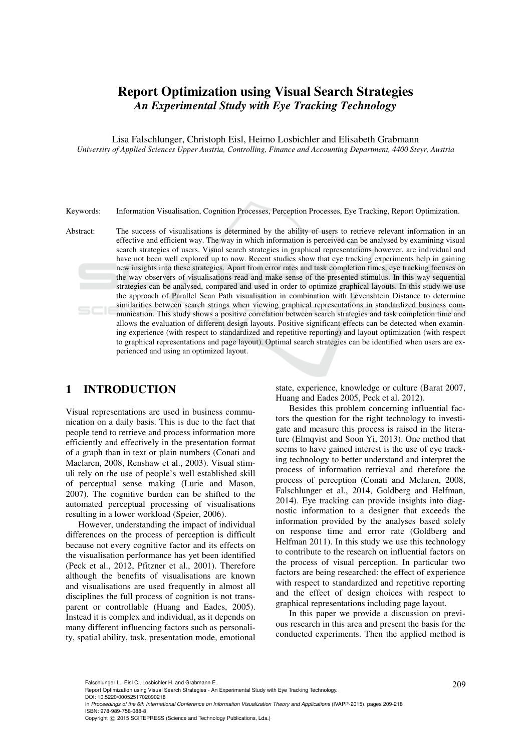# Report Optimization using Visual Search Strategies

## *An Experimental Study with Eye Tracking Technology*

Lisa Falschlunger, Christoph Eisl, Heimo Losbichler and Elisabeth Grabmann

*University of Applied Sciences Upper Austria, Controlling, Finance and Accounting Department, 4400 Steyr, Austria*

Keywords: Information Visualisation, Cognition Processes, Perception Processes, Eye Tracking, Report Optimization.

Abstract: The success of visualisations is determined by the ability of users to retrieve relevant information in an effective and efficient way. The way in which information is perceived can be analysed by examining visual search strategies of users. Visual search strategies in graphical representations however, are individual and have not been well explored up to now. Recent studies show that eye tracking experiments help in gaining new insights into these strategies. Apart from error rates and task completion times, eye tracking focuses on the way observers of visualisations read and make sense of the presented stimulus. In this way sequential strategies can be analysed, compared and used in order to optimize graphical layouts. In this study we use the approach of Parallel Scan Path visualisation in combination with Levenshtein Distance to determine similarities between search strings when viewing graphical representations in standardized business communication. This study shows a positive correlation between search strategies and task completion time and allows the evaluation of different design layouts. Positive significant effects can be detected when examining experience (with respect to standardized and repetitive reporting) and layout optimization (with respect to graphical representations and page layout). Optimal search strategies can be identified when users are experienced and using an optimized layout.

## 1 INTRODUCTION

Visual representations are used in business communication on a daily basis. This is due to the fact that people tend to retrieve and process information more efficiently and effectively in the presentation format of a graph than in text or plain numbers (Conati and Maclaren, 2008, Renshaw et al., 2003). Visual stimuli rely on the use of people's well established skill of perceptual sense making (Lurie and Mason, 2007). The cognitive burden can be shifted to the automated perceptual processing of visualisations resulting in a lower workload (Speier, 2006).

However, understanding the impact of individual differences on the process of perception is difficult because not every cognitive factor and its effects on the visualisation performance has yet been identified (Peck et al., 2012, Pfitzner et al., 2001). Therefore although the benefits of visualisations are known and visualisations are used frequently in almost all disciplines the full process of cognition is not transparent or controllable (Huang and Eades, 2005). Instead it is complex and individual, as it depends on many different influencing factors such as personality, spatial ability, task, presentation mode, emotional state, experience, knowledge or culture (Barat 2007, Huang and Eades 2005, Peck et al. 2012).

Besides this problem concerning influential factors the question for the right technology to investigate and measure this process is raised in the literature (Elmqvist and Soon Yi, 2013). One method that seems to have gained interest is the use of eye tracking technology to better understand and interpret the process of information retrieval and therefore the process of perception (Conati and Mclaren, 2008, Falschlunger et al., 2014, Goldberg and Helfman, 2014). Eye tracking can provide insights into diagnostic information to a designer that exceeds the information provided by the analyses based solely on response time and error rate (Goldberg and Helfman 2011). In this study we use this technology to contribute to the research on influential factors on the process of visual perception. In particular two factors are being researched: the effect of experience with respect to standardized and repetitive reporting and the effect of design choices with respect to graphical representations including page layout.

In this paper we provide a discussion on previous research in this area and present the basis for the conducted experiments. Then the applied method is

Falschlunger L., Eisl C., Losbichler H. and Grabmann E..
Report Optimization using Visual Search Strategies - An Experimental Study with Eye Tracking Technology.
DOI: 10.5220/0005251702090218
In *Proceedings of the 6th International Conference on Information Visualization Theory and Applications* (IVAPP-2015), pages 209-218
ISBN: 978-989-758-088-8
Copyright © 2015 SCITEPRESS (Science and Technology Publications, Lda.)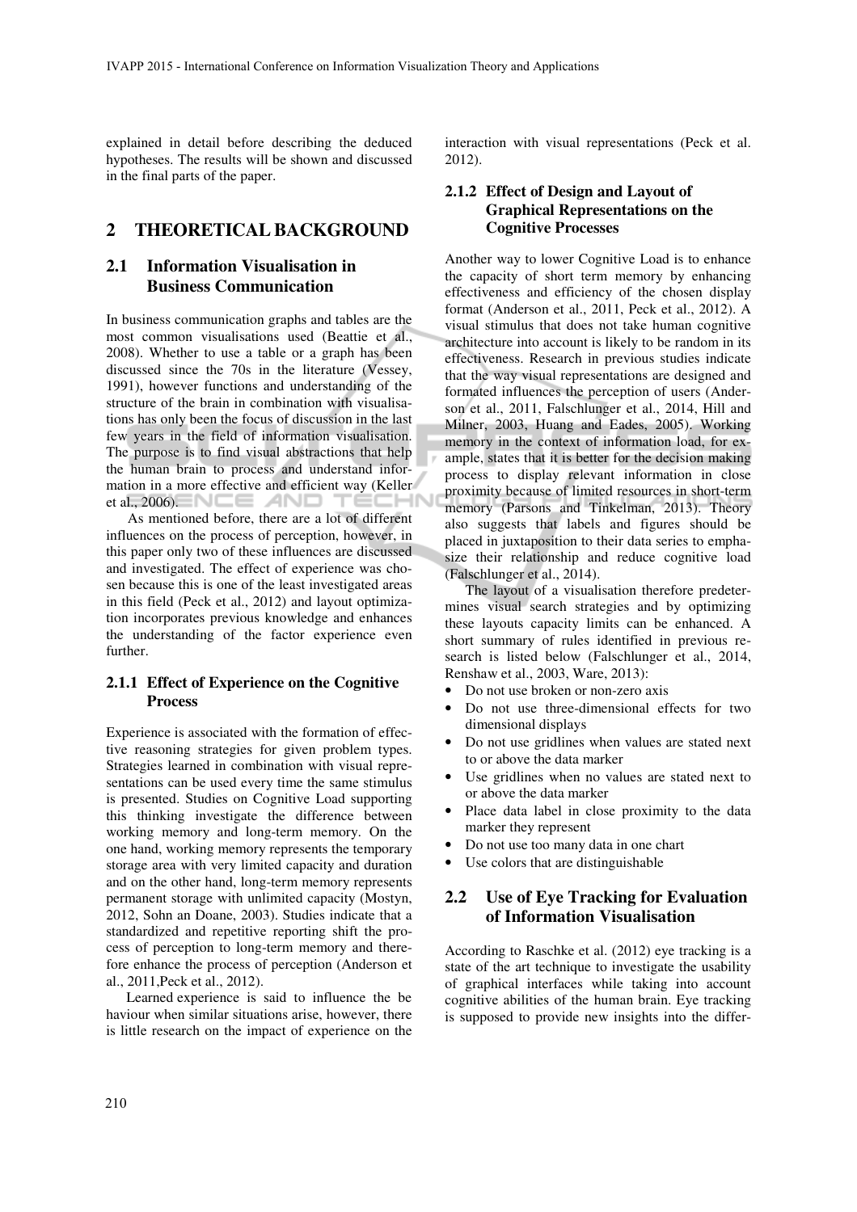explained in detail before describing the deduced hypotheses. The results will be shown and discussed in the final parts of the paper.

## 2 THEORETICAL BACKGROUND

### 2.1 Information Visualisation in Business Communication

In business communication graphs and tables are the most common visualisations used (Beattie et al., 2008). Whether to use a table or a graph has been discussed since the 70s in the literature (Vessey, 1991), however functions and understanding of the structure of the brain in combination with visualisations has only been the focus of discussion in the last few years in the field of information visualisation. The purpose is to find visual abstractions that help the human brain to process and understand information in a more effective and efficient way (Keller et al., 2006).

As mentioned before, there are a lot of different influences on the process of perception, however, in this paper only two of these influences are discussed and investigated. The effect of experience was chosen because this is one of the least investigated areas in this field (Peck et al., 2012) and layout optimization incorporates previous knowledge and enhances the understanding of the factor experience even further.

#### 2.1.1 Effect of Experience on the Cognitive Process

Experience is associated with the formation of effective reasoning strategies for given problem types. Strategies learned in combination with visual representations can be used every time the same stimulus is presented. Studies on Cognitive Load supporting this thinking investigate the difference between working memory and long-term memory. On the one hand, working memory represents the temporary storage area with very limited capacity and duration and on the other hand, long-term memory represents permanent storage with unlimited capacity (Mostyn, 2012, Sohn an Doane, 2003). Studies indicate that a standardized and repetitive reporting shift the process of perception to long-term memory and therefore enhance the process of perception (Anderson et al., 2011,Peck et al., 2012).

Learned experience is said to influence the be haviour when similar situations arise, however, there is little research on the impact of experience on the interaction with visual representations (Peck et al. 2012).

#### 2.1.2 Effect of Design and Layout of Graphical Representations on the Cognitive Processes

Another way to lower Cognitive Load is to enhance the capacity of short term memory by enhancing effectiveness and efficiency of the chosen display format (Anderson et al., 2011, Peck et al., 2012). A visual stimulus that does not take human cognitive architecture into account is likely to be random in its effectiveness. Research in previous studies indicate that the way visual representations are designed and formated influences the perception of users (Anderson et al., 2011, Falschlunger et al., 2014, Hill and Milner, 2003, Huang and Eades, 2005). Working memory in the context of information load, for example, states that it is better for the decision making process to display relevant information in close proximity because of limited resources in short-term memory (Parsons and Tinkelman, 2013). Theory also suggests that labels and figures should be placed in juxtaposition to their data series to emphasize their relationship and reduce cognitive load (Falschlunger et al., 2014).

The layout of a visualisation therefore predetermines visual search strategies and by optimizing these layouts capacity limits can be enhanced. A short summary of rules identified in previous research is listed below (Falschlunger et al., 2014, Renshaw et al., 2003, Ware, 2013):

- Do not use broken or non-zero axis
- Do not use three-dimensional effects for two dimensional displays
- Do not use gridlines when values are stated next to or above the data marker
- Use gridlines when no values are stated next to or above the data marker
- Place data label in close proximity to the data marker they represent
- Do not use too many data in one chart
- Use colors that are distinguishable

### 2.2 Use of Eye Tracking for Evaluation of Information Visualisation

According to Raschke et al. (2012) eye tracking is a state of the art technique to investigate the usability of graphical interfaces while taking into account cognitive abilities of the human brain. Eye tracking is supposed to provide new insights into the differ-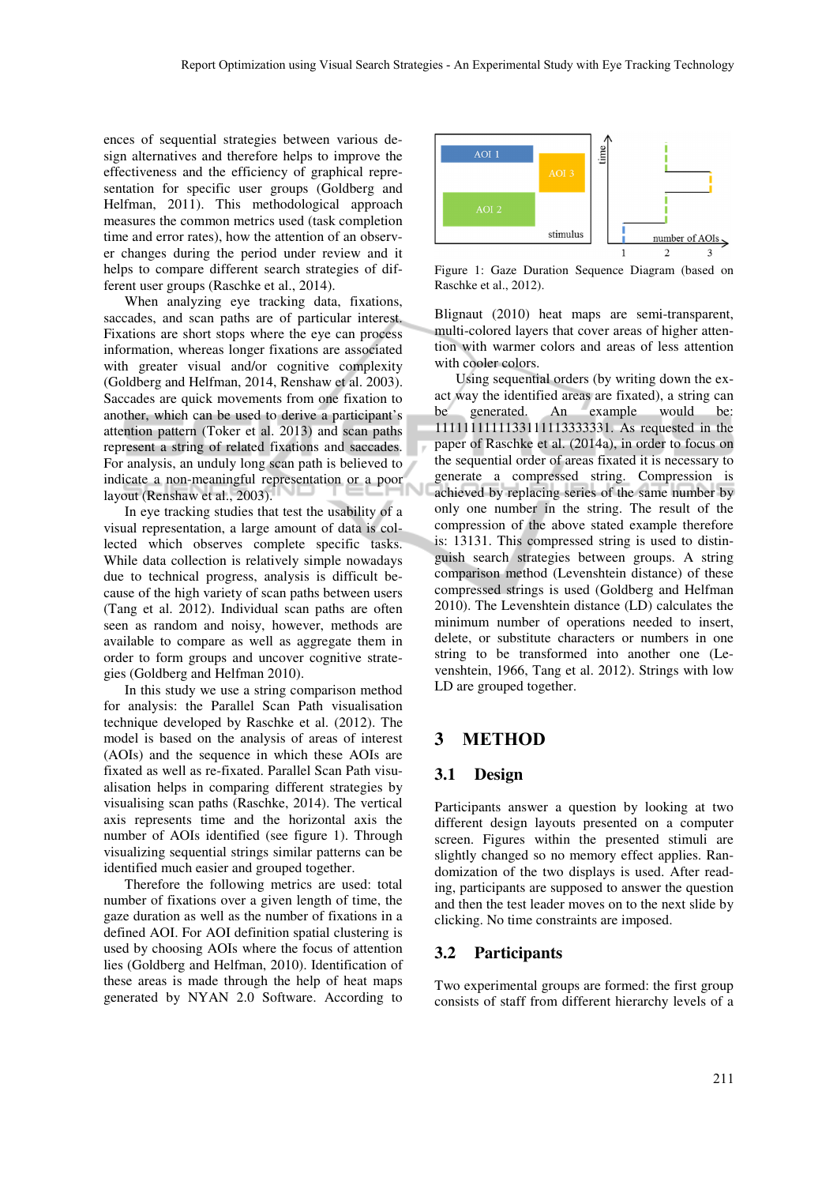ences of sequential strategies between various design alternatives and therefore helps to improve the effectiveness and the efficiency of graphical representation for specific user groups (Goldberg and Helfman, 2011). This methodological approach measures the common metrics used (task completion time and error rates), how the attention of an observer changes during the period under review and it helps to compare different search strategies of different user groups (Raschke et al., 2014).

When analyzing eye tracking data, fixations, saccades, and scan paths are of particular interest. Fixations are short stops where the eye can process information, whereas longer fixations are associated with greater visual and/or cognitive complexity (Goldberg and Helfman, 2014, Renshaw et al. 2003). Saccades are quick movements from one fixation to another, which can be used to derive a participant's attention pattern (Toker et al. 2013) and scan paths represent a string of related fixations and saccades. For analysis, an unduly long scan path is believed to indicate a non-meaningful representation or a poor layout (Renshaw et al., 2003).

In eye tracking studies that test the usability of a visual representation, a large amount of data is collected which observes complete specific tasks. While data collection is relatively simple nowadays due to technical progress, analysis is difficult because of the high variety of scan paths between users (Tang et al. 2012). Individual scan paths are often seen as random and noisy, however, methods are available to compare as well as aggregate them in order to form groups and uncover cognitive strategies (Goldberg and Helfman 2010).

In this study we use a string comparison method for analysis: the Parallel Scan Path visualisation technique developed by Raschke et al. (2012). The model is based on the analysis of areas of interest (AOIs) and the sequence in which these AOIs are fixated as well as re-fixated. Parallel Scan Path visualisation helps in comparing different strategies by visualising scan paths (Raschke, 2014). The vertical axis represents time and the horizontal axis the number of AOIs identified (see figure 1). Through visualizing sequential strings similar patterns can be identified much easier and grouped together.

Therefore the following metrics are used: total number of fixations over a given length of time, the gaze duration as well as the number of fixations in a defined AOI. For AOI definition spatial clustering is used by choosing AOIs where the focus of attention lies (Goldberg and Helfman, 2010). Identification of these areas is made through the help of heat maps generated by NYAN 2.0 Software. According to

Figure 1: Gaze Duration Sequence Diagram (based on Raschke et al., 2012).

Blignaut (2010) heat maps are semi-transparent, multi-colored layers that cover areas of higher attention with warmer colors and areas of less attention with cooler colors.

Using sequential orders (by writing down the exact way the identified areas are fixated), a string can be generated. An example would be: 1111111111133111113333331. As requested in the paper of Raschke et al. (2014a), in order to focus on the sequential order of areas fixated it is necessary to generate a compressed string. Compression is achieved by replacing series of the same number by only one number in the string. The result of the compression of the above stated example therefore is: 13131. This compressed string is used to distinguish search strategies between groups. A string comparison method (Levenshtein distance) of these compressed strings is used (Goldberg and Helfman 2010). The Levenshtein distance (LD) calculates the minimum number of operations needed to insert, delete, or substitute characters or numbers in one string to be transformed into another one (Levenshtein, 1966, Tang et al. 2012). Strings with low LD are grouped together.

## 3 METHOD

### 3.1 Design

Participants answer a question by looking at two different design layouts presented on a computer screen. Figures within the presented stimuli are slightly changed so no memory effect applies. Randomization of the two displays is used. After reading, participants are supposed to answer the question and then the test leader moves on to the next slide by clicking. No time constraints are imposed.

### 3.2 Participants

Two experimental groups are formed: the first group consists of staff from different hierarchy levels of a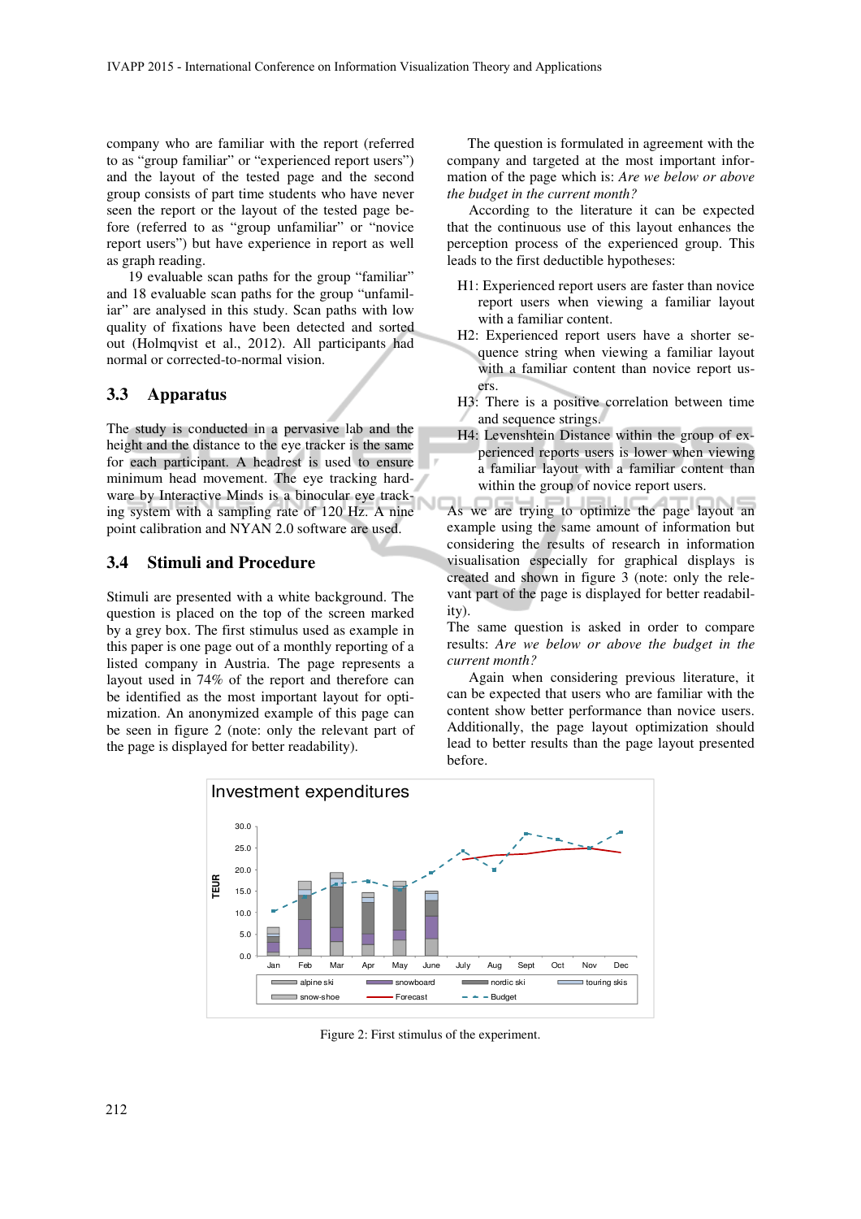company who are familiar with the report (referred to as "group familiar" or "experienced report users") and the layout of the tested page and the second group consists of part time students who have never seen the report or the layout of the tested page before (referred to as "group unfamiliar" or "novice report users") but have experience in report as well as graph reading.

19 evaluable scan paths for the group "familiar" and 18 evaluable scan paths for the group "unfamiliar" are analysed in this study. Scan paths with low quality of fixations have been detected and sorted out (Holmqvist et al., 2012). All participants had normal or corrected-to-normal vision.

### 3.3 Apparatus

The study is conducted in a pervasive lab and the height and the distance to the eye tracker is the same for each participant. A headrest is used to ensure minimum head movement. The eye tracking hardware by Interactive Minds is a binocular eye tracking system with a sampling rate of 120 Hz. A nine point calibration and NYAN 2.0 software are used.

### 3.4 Stimuli and Procedure

Stimuli are presented with a white background. The question is placed on the top of the screen marked by a grey box. The first stimulus used as example in this paper is one page out of a monthly reporting of a listed company in Austria. The page represents a layout used in 74% of the report and therefore can be identified as the most important layout for optimization. An anonymized example of this page can be seen in figure 2 (note: only the relevant part of the page is displayed for better readability).

The question is formulated in agreement with the company and targeted at the most important information of the page which is: *Are we below or above the budget in the current month?*

According to the literature it can be expected that the continuous use of this layout enhances the perception process of the experienced group. This leads to the first deductible hypotheses:

- H1: Experienced report users are faster than novice report users when viewing a familiar layout with a familiar content.
- H2: Experienced report users have a shorter sequence string when viewing a familiar layout with a familiar content than novice report users.
- H3: There is a positive correlation between time and sequence strings.
- H4: Levenshtein Distance within the group of experienced reports users is lower when viewing a familiar layout with a familiar content than within the group of novice report users.

As we are trying to optimize the page layout an example using the same amount of information but considering the results of research in information visualisation especially for graphical displays is created and shown in figure 3 (note: only the relevant part of the page is displayed for better readability).

The same question is asked in order to compare results: *Are we below or above the budget in the current month?*

Again when considering previous literature, it can be expected that users who are familiar with the content show better performance than novice users. Additionally, the page layout optimization should lead to better results than the page layout presented before.

Figure 2: First stimulus of the experiment.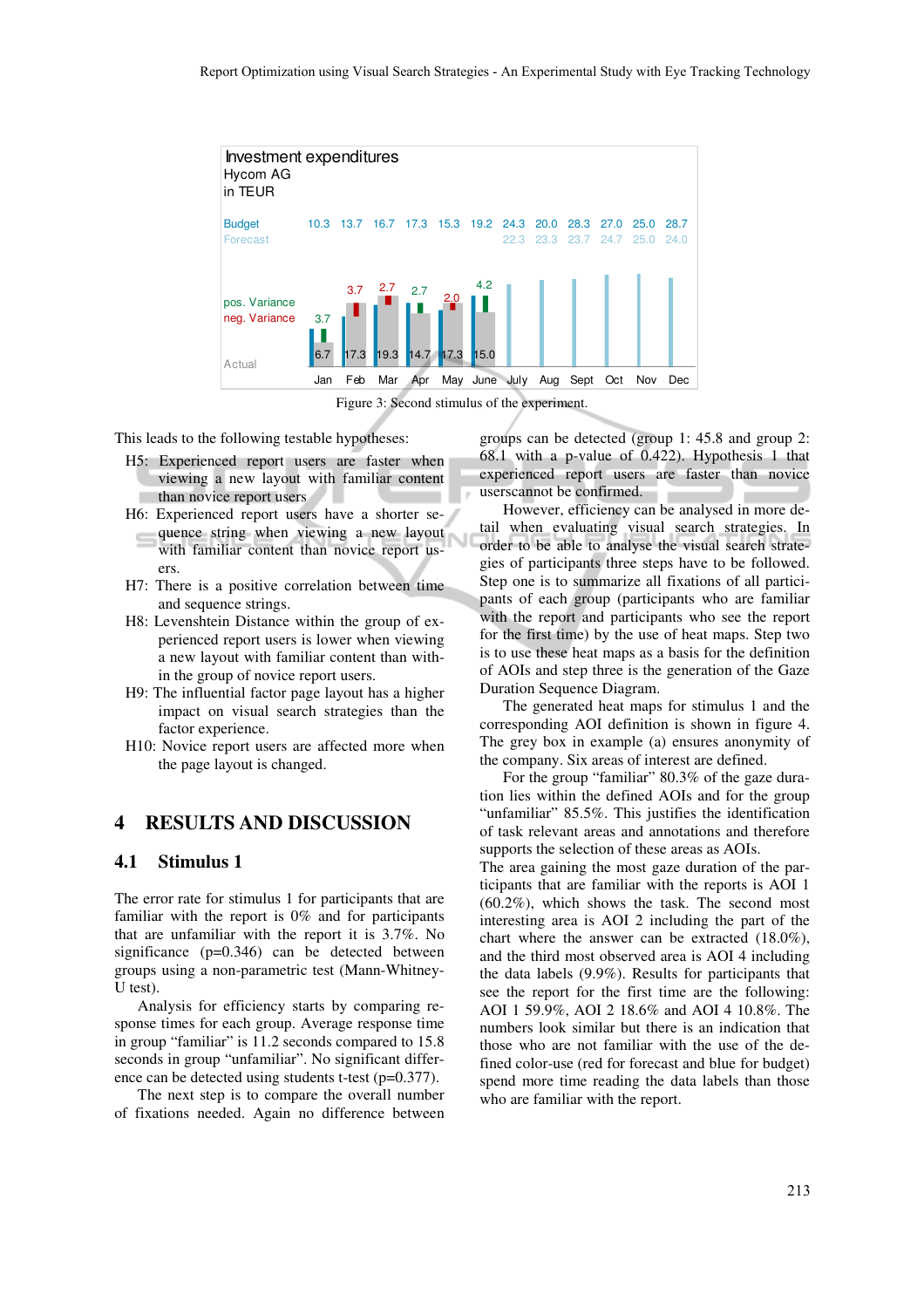Figure 3: Second stimulus of the experiment.

This leads to the following testable hypotheses:

H5: Experienced report users are faster when viewing a new layout with familiar content than novice report users

H6: Experienced report users have a shorter sequence string when viewing a new layout with familiar content than novice report users.

H7: There is a positive correlation between time and sequence strings.

H8: Levenshtein Distance within the group of experienced report users is lower when viewing a new layout with familiar content than within the group of novice report users.

H9: The influential factor page layout has a higher impact on visual search strategies than the factor experience.

H10: Novice report users are affected more when the page layout is changed.

# 4 RESULTS AND DISCUSSION

## 4.1 Stimulus 1

The error rate for stimulus 1 for participants that are familiar with the report is 0% and for participants that are unfamiliar with the report it is 3.7%. No significance (p=0.346) can be detected between groups using a non-parametric test (Mann-Whitney-U test).

Analysis for efficiency starts by comparing response times for each group. Average response time in group "familiar" is 11.2 seconds compared to 15.8 seconds in group "unfamiliar". No significant difference can be detected using students t-test (p=0.377).

The next step is to compare the overall number of fixations needed. Again no difference between groups can be detected (group 1: 45.8 and group 2: 68.1 with a p-value of 0.422). Hypothesis 1 that experienced report users are faster than novice userscannot be confirmed.

However, efficiency can be analysed in more detail when evaluating visual search strategies. In order to be able to analyse the visual search strategies of participants three steps have to be followed. Step one is to summarize all fixations of all participants of each group (participants who are familiar with the report and participants who see the report for the first time) by the use of heat maps. Step two is to use these heat maps as a basis for the definition of AOIs and step three is the generation of the Gaze Duration Sequence Diagram.

The generated heat maps for stimulus 1 and the corresponding AOI definition is shown in figure 4. The grey box in example (a) ensures anonymity of the company. Six areas of interest are defined.

For the group "familiar" 80.3% of the gaze duration lies within the defined AOIs and for the group "unfamiliar" 85.5%. This justifies the identification of task relevant areas and annotations and therefore supports the selection of these areas as AOIs.

The area gaining the most gaze duration of the participants that are familiar with the reports is AOI 1 (60.2%), which shows the task. The second most interesting area is AOI 2 including the part of the chart where the answer can be extracted (18.0%), and the third most observed area is AOI 4 including the data labels (9.9%). Results for participants that see the report for the first time are the following: AOI 1 59.9%, AOI 2 18.6% and AOI 4 10.8%. The numbers look similar but there is an indication that those who are not familiar with the use of the defined color-use (red for forecast and blue for budget) spend more time reading the data labels than those who are familiar with the report.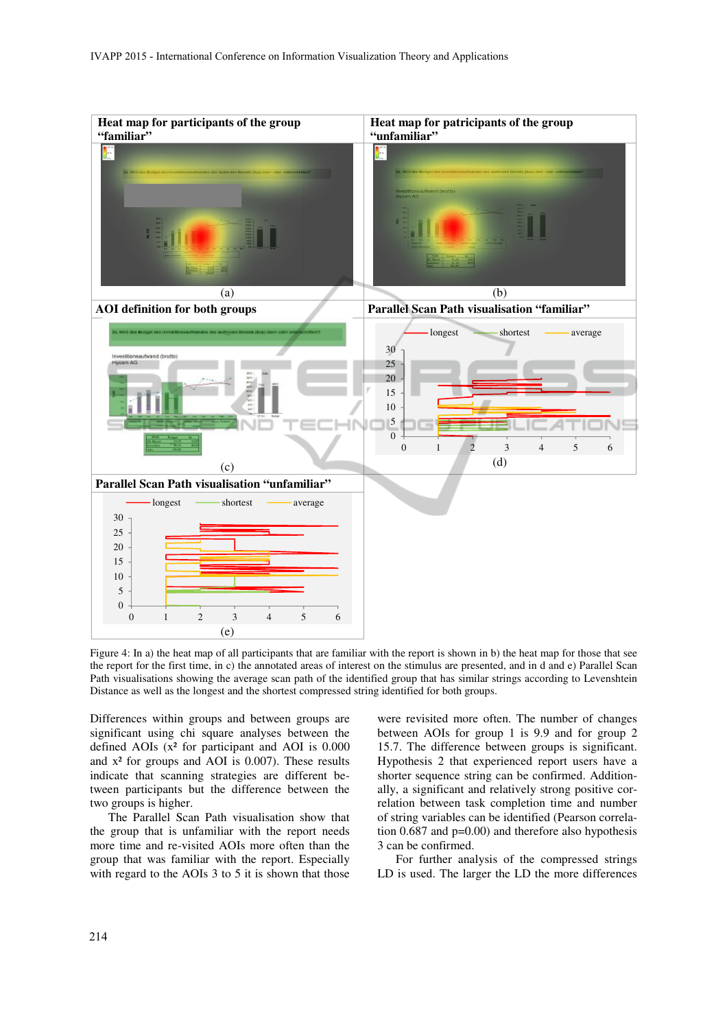| Heat map for participants of the group "familiar" | Heat map for patricipants of the group "unfamiliar" |
|---|---|
| (a) | (b) |
| **AOI definition for both groups** | **Parallel Scan Path visualisation "familiar"** |
| (c) | (d) |
| **Parallel Scan Path visualisation "unfamiliar"** | |
| (e) | |

Figure 4: In a) the heat map of all participants that are familiar with the report is shown in b) the heat map for those that see the report for the first time, in c) the annotated areas of interest on the stimulus are presented, and in d and e) Parallel Scan Path visualisations showing the average scan path of the identified group that has similar strings according to Levenshtein Distance as well as the longest and the shortest compressed string identified for both groups.

Differences within groups and between groups are significant using chi square analyses between the defined AOIs ($x^2$ for participant and AOI is 0.000 and $x^2$ for groups and AOI is 0.007). These results indicate that scanning strategies are different between participants but the difference between the two groups is higher.

The Parallel Scan Path visualisation show that the group that is unfamiliar with the report needs more time and re-visited AOIs more often than the group that was familiar with the report. Especially with regard to the AOIs 3 to 5 it is shown that those were revisited more often. The number of changes between AOIs for group 1 is 9.9 and for group 2 15.7. The difference between groups is significant. Hypothesis 2 that experienced report users have a shorter sequence string can be confirmed. Additionally, a significant and relatively strong positive correlation between task completion time and number of string variables can be identified (Pearson correlation 0.687 and p=0.00) and therefore also hypothesis 3 can be confirmed.

For further analysis of the compressed strings LD is used. The larger the LD the more differences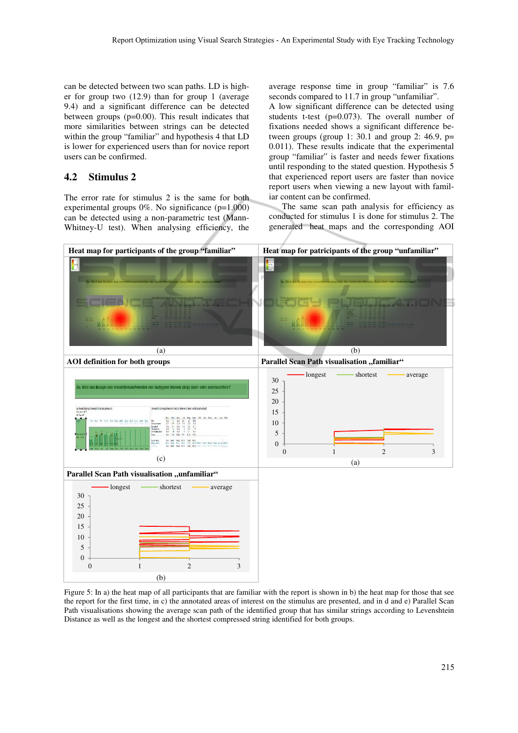can be detected between two scan paths. LD is higher for group two (12.9) than for group 1 (average 9.4) and a significant difference can be detected between groups (p=0.00). This result indicates that more similarities between strings can be detected within the group "familiar" and hypothesis 4 that LD is lower for experienced users than for novice report users can be confirmed.

## 4.2 Stimulus 2

The error rate for stimulus 2 is the same for both experimental groups 0%. No significance (p=1.000) can be detected using a non-parametric test (Mann-Whitney-U test). When analysing efficiency, the average response time in group "familiar" is 7.6 seconds compared to 11.7 in group "unfamiliar". A low significant difference can be detected using students t-test (p=0.073). The overall number of fixations needed shows a significant difference between groups (group 1: 30.1 and group 2: 46.9, p= 0.011). These results indicate that the experimental group "familiar" is faster and needs fewer fixations until responding to the stated question. Hypothesis 5 that experienced report users are faster than novice report users when viewing a new layout with familiar content can be confirmed.

The same scan path analysis for efficiency as conducted for stimulus 1 is done for stimulus 2. The generated heat maps and the corresponding AOI

Figure 5: In a) the heat map of all participants that are familiar with the report is shown in b) the heat map for those that see the report for the first time, in c) the annotated areas of interest on the stimulus are presented, and in d and e) Parallel Scan Path visualisations showing the average scan path of the identified group that has similar strings according to Levenshtein Distance as well as the longest and the shortest compressed string identified for both groups.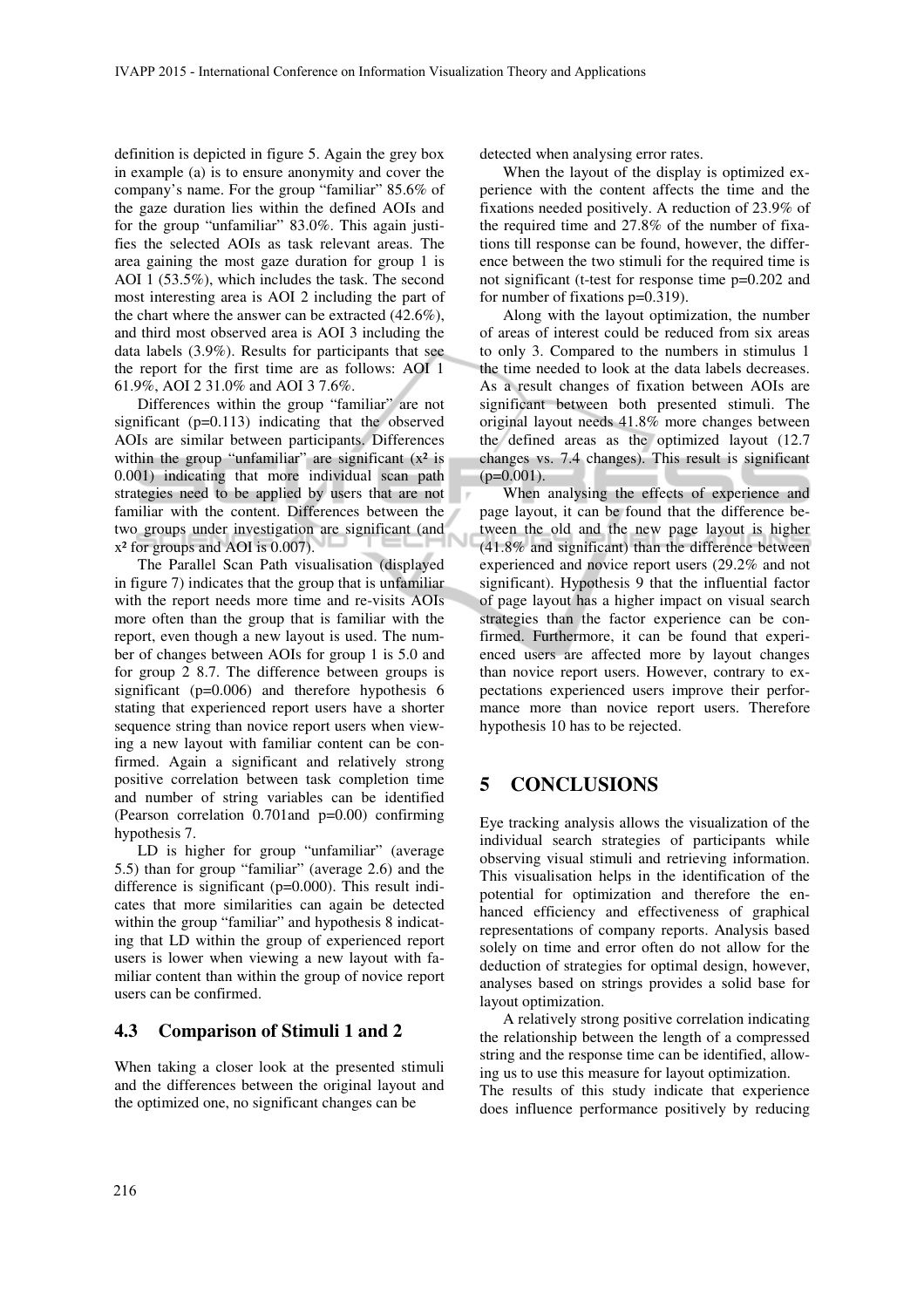definition is depicted in figure 5. Again the grey box in example (a) is to ensure anonymity and cover the company's name. For the group "familiar" 85.6% of the gaze duration lies within the defined AOIs and for the group "unfamiliar" 83.0%. This again justifies the selected AOIs as task relevant areas. The area gaining the most gaze duration for group 1 is AOI 1 (53.5%), which includes the task. The second most interesting area is AOI 2 including the part of the chart where the answer can be extracted (42.6%), and third most observed area is AOI 3 including the data labels (3.9%). Results for participants that see the report for the first time are as follows: AOI 1 61.9%, AOI 2 31.0% and AOI 3 7.6%.

Differences within the group "familiar" are not significant (p=0.113) indicating that the observed AOIs are similar between participants. Differences within the group "unfamiliar" are significant ($x^2$ is 0.001) indicating that more individual scan path strategies need to be applied by users that are not familiar with the content. Differences between the two groups under investigation are significant (and $x^2$ for groups and AOI is 0.007).

The Parallel Scan Path visualisation (displayed in figure 7) indicates that the group that is unfamiliar with the report needs more time and re-visits AOIs more often than the group that is familiar with the report, even though a new layout is used. The number of changes between AOIs for group 1 is 5.0 and for group 2 8.7. The difference between groups is significant (p=0.006) and therefore hypothesis 6 stating that experienced report users have a shorter sequence string than novice report users when viewing a new layout with familiar content can be confirmed. Again a significant and relatively strong positive correlation between task completion time and number of string variables can be identified (Pearson correlation 0.701and p=0.00) confirming hypothesis 7.

LD is higher for group "unfamiliar" (average 5.5) than for group "familiar" (average 2.6) and the difference is significant (p=0.000). This result indicates that more similarities can again be detected within the group "familiar" and hypothesis 8 indicating that LD within the group of experienced report users is lower when viewing a new layout with familiar content than within the group of novice report users can be confirmed.

### 4.3 Comparison of Stimuli 1 and 2

When taking a closer look at the presented stimuli and the differences between the original layout and the optimized one, no significant changes can be detected when analysing error rates.

When the layout of the display is optimized experience with the content affects the time and the fixations needed positively. A reduction of 23.9% of the required time and 27.8% of the number of fixations till response can be found, however, the difference between the two stimuli for the required time is not significant (t-test for response time p=0.202 and for number of fixations p=0.319).

Along with the layout optimization, the number of areas of interest could be reduced from six areas to only 3. Compared to the numbers in stimulus 1 the time needed to look at the data labels decreases. As a result changes of fixation between AOIs are significant between both presented stimuli. The original layout needs 41.8% more changes between the defined areas as the optimized layout (12.7 changes vs. 7.4 changes). This result is significant (p=0.001).

When analysing the effects of experience and page layout, it can be found that the difference between the old and the new page layout is higher (41.8% and significant) than the difference between experienced and novice report users (29.2% and not significant). Hypothesis 9 that the influential factor of page layout has a higher impact on visual search strategies than the factor experience can be confirmed. Furthermore, it can be found that experienced users are affected more by layout changes than novice report users. However, contrary to expectations experienced users improve their performance more than novice report users. Therefore hypothesis 10 has to be rejected.

## 5 CONCLUSIONS

Eye tracking analysis allows the visualization of the individual search strategies of participants while observing visual stimuli and retrieving information. This visualisation helps in the identification of the potential for optimization and therefore the enhanced efficiency and effectiveness of graphical representations of company reports. Analysis based solely on time and error often do not allow for the deduction of strategies for optimal design, however, analyses based on strings provides a solid base for layout optimization.

A relatively strong positive correlation indicating the relationship between the length of a compressed string and the response time can be identified, allowing us to use this measure for layout optimization.

The results of this study indicate that experience does influence performance positively by reducing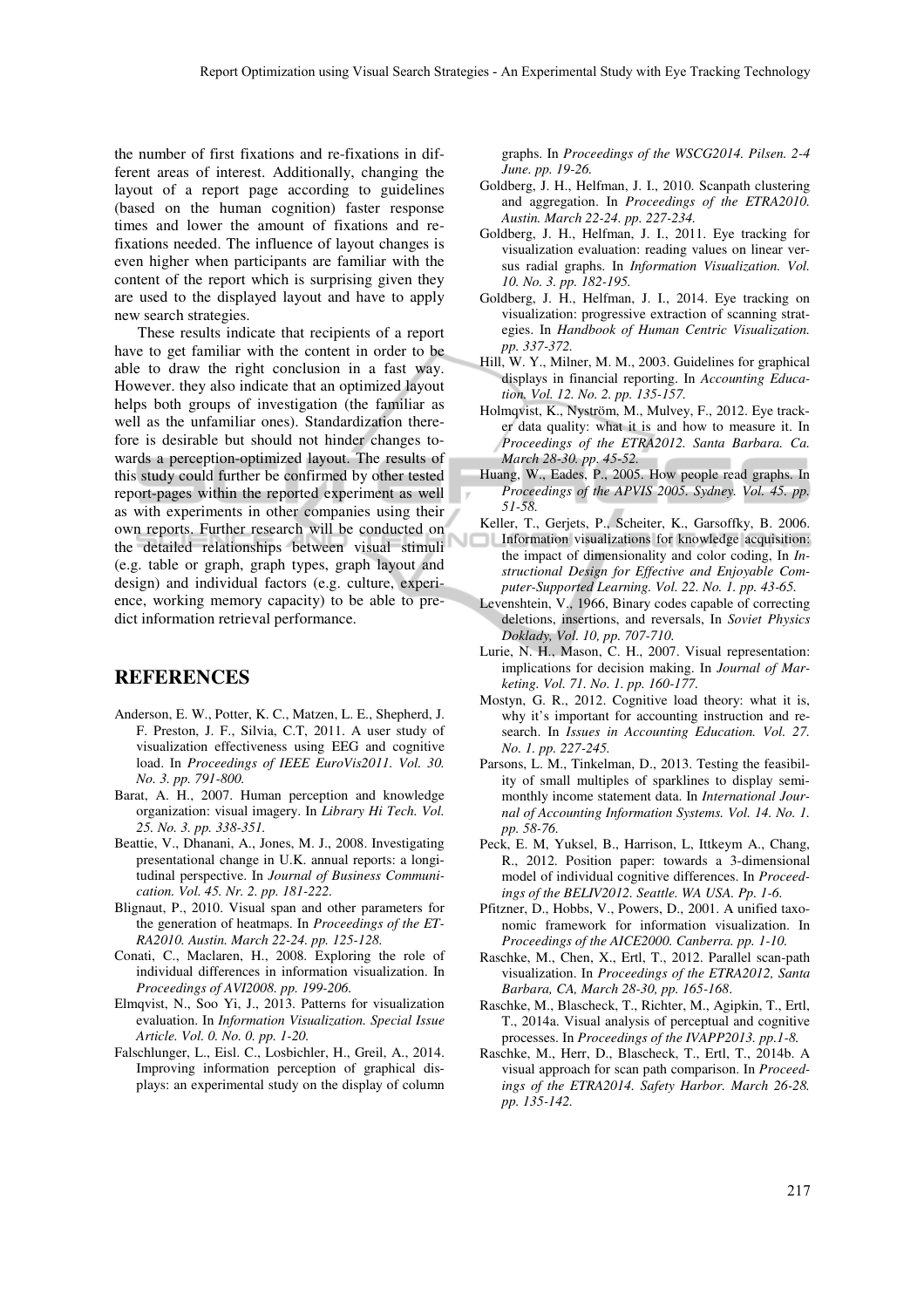the number of first fixations and re-fixations in different areas of interest. Additionally, changing the layout of a report page according to guidelines (based on the human cognition) faster response times and lower the amount of fixations and re-fixations needed. The influence of layout changes is even higher when participants are familiar with the content of the report which is surprising given they are used to the displayed layout and have to apply new search strategies.

These results indicate that recipients of a report have to get familiar with the content in order to be able to draw the right conclusion in a fast way. However. they also indicate that an optimized layout helps both groups of investigation (the familiar as well as the unfamiliar ones). Standardization therefore is desirable but should not hinder changes towards a perception-optimized layout. The results of this study could further be confirmed by other tested report-pages within the reported experiment as well as with experiments in other companies using their own reports. Further research will be conducted on the detailed relationships between visual stimuli (e.g. table or graph, graph types, graph layout and design) and individual factors (e.g. culture, experience, working memory capacity) to be able to predict information retrieval performance.

## REFERENCES

Anderson, E. W., Potter, K. C., Matzen, L. E., Shepherd, J. F. Preston, J. F., Silvia, C.T, 2011. A user study of visualization effectiveness using EEG and cognitive load. In *Proceedings of IEEE EuroVis2011. Vol. 30. No. 3. pp. 791-800.*

Barat, A. H., 2007. Human perception and knowledge organization: visual imagery. In *Library Hi Tech. Vol. 25. No. 3. pp. 338-351.*

Beattie, V., Dhanani, A., Jones, M. J., 2008. Investigating presentational change in U.K. annual reports: a longitudinal perspective. In *Journal of Business Communication. Vol. 45. Nr. 2. pp. 181-222.*

Blignaut, P., 2010. Visual span and other parameters for the generation of heatmaps. In *Proceedings of the ET-RA2010. Austin. March 22-24. pp. 125-128.*

Conati, C., Maclaren, H., 2008. Exploring the role of individual differences in information visualization. In *Proceedings of AVI2008. pp. 199-206.*

Elmqvist, N., Soo Yi, J., 2013. Patterns for visualization evaluation. In *Information Visualization. Special Issue Article. Vol. 0. No. 0. pp. 1-20.*

Falschlunger, L., Eisl. C., Losbichler, H., Greil, A., 2014. Improving information perception of graphical displays: an experimental study on the display of column graphs. In *Proceedings of the WSCG2014. Pilsen. 2-4 June. pp. 19-26.*

Goldberg, J. H., Helfman, J. I., 2010. Scanpath clustering and aggregation. In *Proceedings of the ETRA2010. Austin. March 22-24. pp. 227-234.*

Goldberg, J. H., Helfman, J. I., 2011. Eye tracking for visualization evaluation: reading values on linear versus radial graphs. In *Information Visualization. Vol. 10. No. 3. pp. 182-195.*

Goldberg, J. H., Helfman, J. I., 2014. Eye tracking on visualization: progressive extraction of scanning strategies. In *Handbook of Human Centric Visualization. pp. 337-372.*

Hill, W. Y., Milner, M. M., 2003. Guidelines for graphical displays in financial reporting. In *Accounting Education. Vol. 12. No. 2. pp. 135-157.*

Holmqvist, K., Nyström, M., Mulvey, F., 2012. Eye tracker data quality: what it is and how to measure it. In *Proceedings of the ETRA2012. Santa Barbara. Ca. March 28-30. pp. 45-52.*

Huang, W., Eades, P., 2005. How people read graphs. In *Proceedings of the APVIS 2005. Sydney. Vol. 45. pp. 51-58.*

Keller, T., Gerjets, P., Scheiter, K., Garsoffky, B. 2006. Information visualizations for knowledge acquisition: the impact of dimensionality and color coding, In *Instructional Design for Effective and Enjoyable Computer-Supported Learning. Vol. 22. No. 1. pp. 43-65.*

Levenshtein, V., 1966, Binary codes capable of correcting deletions, insertions, and reversals, In *Soviet Physics Doklady, Vol. 10, pp. 707-710.*

Lurie, N. H., Mason, C. H., 2007. Visual representation: implications for decision making. In *Journal of Marketing. Vol. 71. No. 1. pp. 160-177.*

Mostyn, G. R., 2012. Cognitive load theory: what it is, why it's important for accounting instruction and research. In *Issues in Accounting Education. Vol. 27. No. 1. pp. 227-245.*

Parsons, L. M., Tinkelman, D., 2013. Testing the feasibility of small multiples of sparklines to display semi-monthly income statement data. In *International Journal of Accounting Information Systems. Vol. 14. No. 1. pp. 58-76.*

Peck, E. M, Yuksel, B., Harrison, L, Ittkeym A., Chang, R., 2012. Position paper: towards a 3-dimensional model of individual cognitive differences. In *Proceedings of the BELIV2012. Seattle. WA USA. Pp. 1-6.*

Pfitzner, D., Hobbs, V., Powers, D., 2001. A unified taxonomic framework for information visualization. In *Proceedings of the AICE2000. Canberra. pp. 1-10.*

Raschke, M., Chen, X., Ertl, T., 2012. Parallel scan-path visualization. In *Proceedings of the ETRA2012, Santa Barbara, CA, March 28-30, pp. 165-168.*

Raschke, M., Blascheck, T., Richter, M., Agipkin, T., Ertl, T., 2014a. Visual analysis of perceptual and cognitive processes. In *Proceedings of the IVAPP2013. pp.1-8.*

Raschke, M., Herr, D., Blascheck, T., Ertl, T., 2014b. A visual approach for scan path comparison. In *Proceedings of the ETRA2014. Safety Harbor. March 26-28. pp. 135-142.*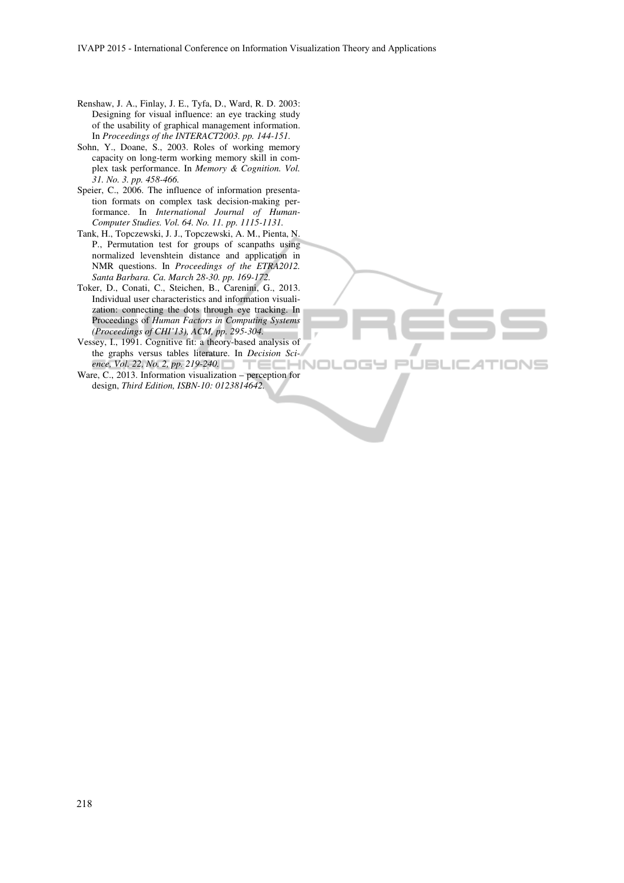Renshaw, J. A., Finlay, J. E., Tyfa, D., Ward, R. D. 2003: Designing for visual influence: an eye tracking study of the usability of graphical management information. In *Proceedings of the INTERACT2003. pp. 144-151.*

Sohn, Y., Doane, S., 2003. Roles of working memory capacity on long-term working memory skill in complex task performance. In *Memory & Cognition. Vol. 31. No. 3. pp. 458-466.*

Speier, C., 2006. The influence of information presentation formats on complex task decision-making performance. In *International Journal of Human-Computer Studies. Vol. 64. No. 11. pp. 1115-1131.*

Tank, H., Topczewski, J. J., Topczewski, A. M., Pienta, N. P., Permutation test for groups of scanpaths using normalized levenshtein distance and application in NMR questions. In *Proceedings of the ETRA2012. Santa Barbara. Ca. March 28-30. pp. 169-172.*

Toker, D., Conati, C., Steichen, B., Carenini, G., 2013. Individual user characteristics and information visualization: connecting the dots through eye tracking. In Proceedings of *Human Factors in Computing Systems (Proceedings of CHI'13), ACM, pp. 295-304.*

Vessey, I., 1991. Cognitive fit: a theory-based analysis of the graphs versus tables literature. In *Decision Science, Vol. 22, No. 2, pp. 219-240.*

Ware, C., 2013. Information visualization – perception for design, *Third Edition, ISBN-10: 0123814642.*